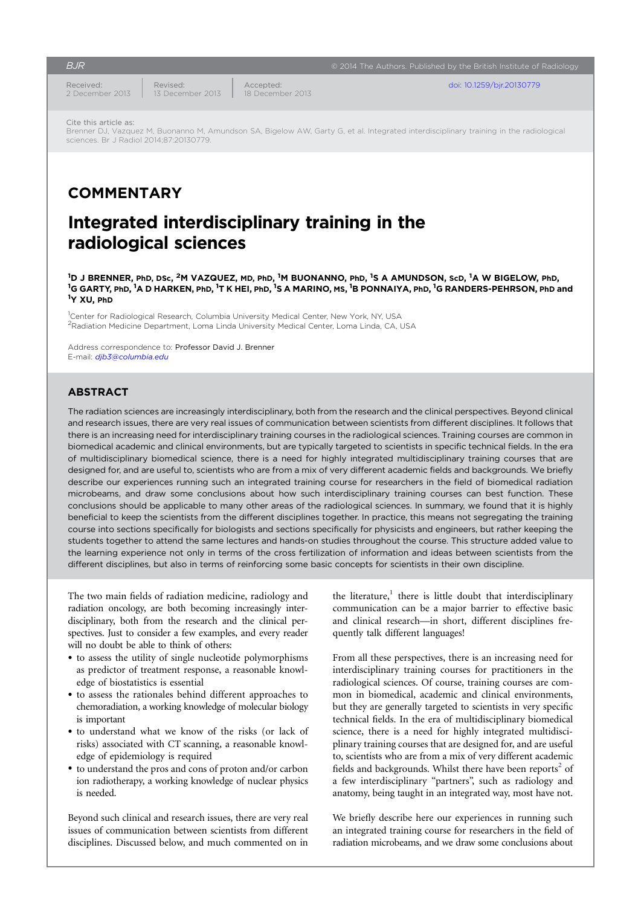Received: 2 December 2013 | Revised: 13 December 2013 | Accepted: 18 December 2013

doi: 10.1259/bjr.20130779

Cite this article as:
Brenner DJ, Vazquez M, Buonanno M, Amundson SA, Bigelow AW, Garty G, et al. Integrated interdisciplinary training in the radiological sciences. Br J Radiol 2014;87:20130779.

## COMMENTARY

# Integrated interdisciplinary training in the radiological sciences

[1]D J BRENNER, PhD, DSc, [2]M VAZQUEZ, MD, PhD, [1]M BUONANNO, PhD, [1]S A AMUNDSON, ScD, [1]A W BIGELOW, PhD, [1]G GARTY, PhD, [1]A D HARKEN, PhD, [1]T K HEI, PhD, [1]S A MARINO, MS, [1]B PONNAIYA, PhD, [1]G RANDERS-PEHRSON, PhD and [1]Y XU, PhD

[1]Center for Radiological Research, Columbia University Medical Center, New York, NY, USA
[2]Radiation Medicine Department, Loma Linda University Medical Center, Loma Linda, CA, USA

Address correspondence to: Professor David J. Brenner
E-mail: djb3@columbia.edu

## ABSTRACT

The radiation sciences are increasingly interdisciplinary, both from the research and the clinical perspectives. Beyond clinical and research issues, there are very real issues of communication between scientists from different disciplines. It follows that there is an increasing need for interdisciplinary training courses in the radiological sciences. Training courses are common in biomedical academic and clinical environments, but are typically targeted to scientists in specific technical fields. In the era of multidisciplinary biomedical science, there is a need for highly integrated multidisciplinary training courses that are designed for, and are useful to, scientists who are from a mix of very different academic fields and backgrounds. We briefly describe our experiences running such an integrated training course for researchers in the field of biomedical radiation microbeams, and draw some conclusions about how such interdisciplinary training courses can best function. These conclusions should be applicable to many other areas of the radiological sciences. In summary, we found that it is highly beneficial to keep the scientists from the different disciplines together. In practice, this means not segregating the training course into sections specifically for biologists and sections specifically for physicists and engineers, but rather keeping the students together to attend the same lectures and hands-on studies throughout the course. This structure added value to the learning experience not only in terms of the cross fertilization of information and ideas between scientists from the different disciplines, but also in terms of reinforcing some basic concepts for scientists in their own discipline.

The two main fields of radiation medicine, radiology and radiation oncology, are both becoming increasingly interdisciplinary, both from the research and the clinical perspectives. Just to consider a few examples, and every reader will no doubt be able to think of others:

- to assess the utility of single nucleotide polymorphisms as predictor of treatment response, a reasonable knowledge of biostatistics is essential
- to assess the rationales behind different approaches to chemoradiation, a working knowledge of molecular biology is important
- to understand what we know of the risks (or lack of risks) associated with CT scanning, a reasonable knowledge of epidemiology is required
- to understand the pros and cons of proton and/or carbon ion radiotherapy, a working knowledge of nuclear physics is needed.

Beyond such clinical and research issues, there are very real issues of communication between scientists from different disciplines. Discussed below, and much commented on in the literature,[1] there is little doubt that interdisciplinary communication can be a major barrier to effective basic and clinical research—in short, different disciplines frequently talk different languages!

From all these perspectives, there is an increasing need for interdisciplinary training courses for practitioners in the radiological sciences. Of course, training courses are common in biomedical, academic and clinical environments, but they are generally targeted to scientists in very specific technical fields. In the era of multidisciplinary biomedical science, there is a need for highly integrated multidisciplinary training courses that are designed for, and are useful to, scientists who are from a mix of very different academic fields and backgrounds. Whilst there have been reports[2] of a few interdisciplinary "partners", such as radiology and anatomy, being taught in an integrated way, most have not.

We briefly describe here our experiences in running such an integrated training course for researchers in the field of radiation microbeams, and we draw some conclusions about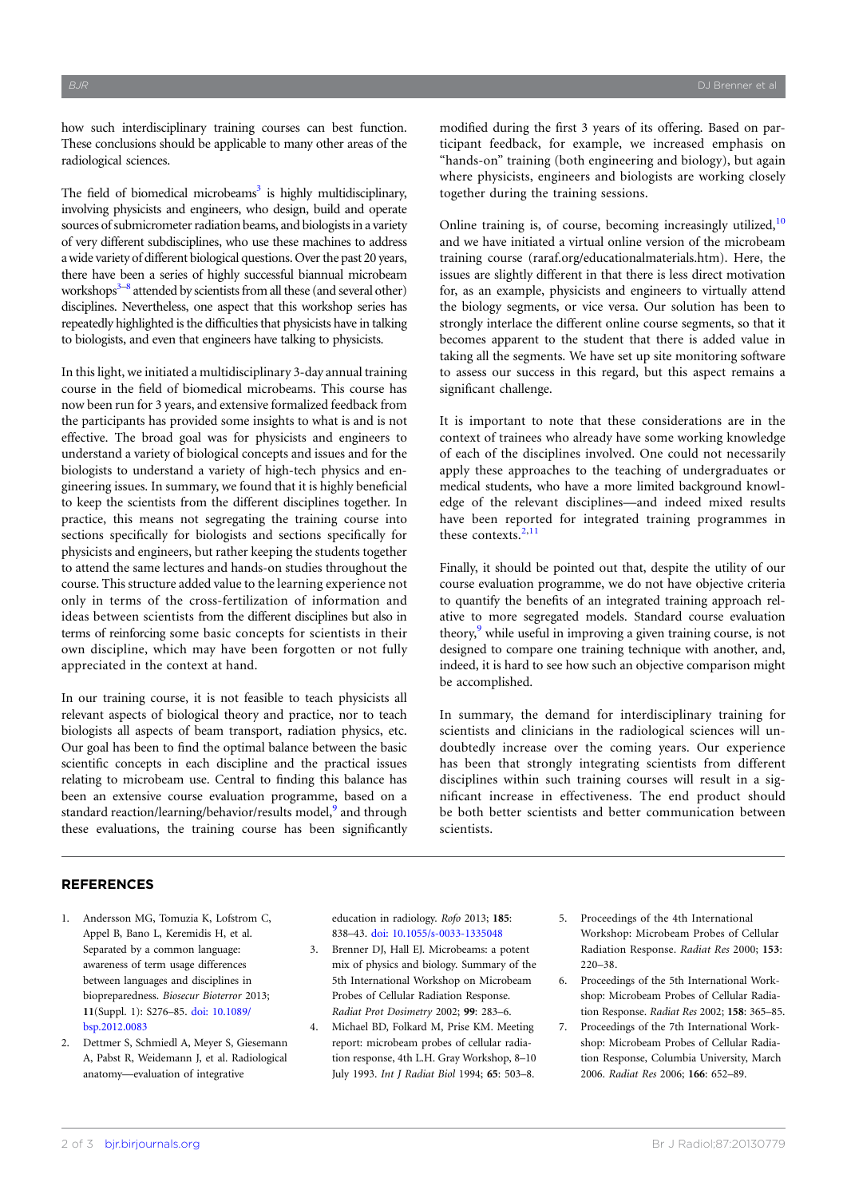how such interdisciplinary training courses can best function. These conclusions should be applicable to many other areas of the radiological sciences.

The field of biomedical microbeams[3] is highly multidisciplinary, involving physicists and engineers, who design, build and operate sources of submicrometer radiation beams, and biologists in a variety of very different subdisciplines, who use these machines to address a wide variety of different biological questions. Over the past 20 years, there have been a series of highly successful biannual microbeam workshops[3–8] attended by scientists from all these (and several other) disciplines. Nevertheless, one aspect that this workshop series has repeatedly highlighted is the difficulties that physicists have in talking to biologists, and even that engineers have talking to physicists.

In this light, we initiated a multidisciplinary 3-day annual training course in the field of biomedical microbeams. This course has now been run for 3 years, and extensive formalized feedback from the participants has provided some insights to what is and is not effective. The broad goal was for physicists and engineers to understand a variety of biological concepts and issues and for the biologists to understand a variety of high-tech physics and engineering issues. In summary, we found that it is highly beneficial to keep the scientists from the different disciplines together. In practice, this means not segregating the training course into sections specifically for biologists and sections specifically for physicists and engineers, but rather keeping the students together to attend the same lectures and hands-on studies throughout the course. This structure added value to the learning experience not only in terms of the cross-fertilization of information and ideas between scientists from the different disciplines but also in terms of reinforcing some basic concepts for scientists in their own discipline, which may have been forgotten or not fully appreciated in the context at hand.

In our training course, it is not feasible to teach physicists all relevant aspects of biological theory and practice, nor to teach biologists all aspects of beam transport, radiation physics, etc. Our goal has been to find the optimal balance between the basic scientific concepts in each discipline and the practical issues relating to microbeam use. Central to finding this balance has been an extensive course evaluation programme, based on a standard reaction/learning/behavior/results model,[9] and through these evaluations, the training course has been significantly modified during the first 3 years of its offering. Based on participant feedback, for example, we increased emphasis on "hands-on" training (both engineering and biology), but again where physicists, engineers and biologists are working closely together during the training sessions.

Online training is, of course, becoming increasingly utilized,[10] and we have initiated a virtual online version of the microbeam training course (raraf.org/educationalmaterials.htm). Here, the issues are slightly different in that there is less direct motivation for, as an example, physicists and engineers to virtually attend the biology segments, or vice versa. Our solution has been to strongly interlace the different online course segments, so that it becomes apparent to the student that there is added value in taking all the segments. We have set up site monitoring software to assess our success in this regard, but this aspect remains a significant challenge.

It is important to note that these considerations are in the context of trainees who already have some working knowledge of each of the disciplines involved. One could not necessarily apply these approaches to the teaching of undergraduates or medical students, who have a more limited background knowledge of the relevant disciplines—and indeed mixed results have been reported for integrated training programmes in these contexts.[2,11]

Finally, it should be pointed out that, despite the utility of our course evaluation programme, we do not have objective criteria to quantify the benefits of an integrated training approach relative to more segregated models. Standard course evaluation theory,[9] while useful in improving a given training course, is not designed to compare one training technique with another, and, indeed, it is hard to see how such an objective comparison might be accomplished.

In summary, the demand for interdisciplinary training for scientists and clinicians in the radiological sciences will undoubtedly increase over the coming years. Our experience has been that strongly integrating scientists from different disciplines within such training courses will result in a significant increase in effectiveness. The end product should be both better scientists and better communication between scientists.

## REFERENCES

1. Andersson MG, Tomuzia K, Lofstrom C, Appel B, Bano L, Keremidis H, et al. Separated by a common language: awareness of term usage differences between languages and disciplines in biopreparedness. *Biosecur Bioterror* 2013; **11**(Suppl. 1): S276–85. doi: 10.1089/bsp.2012.0083
2. Dettmer S, Schmiedl A, Meyer S, Giesemann A, Pabst R, Weidemann J, et al. Radiological anatomy—evaluation of integrative education in radiology. *Rofo* 2013; **185**: 838–43. doi: 10.1055/s-0033-1335048
3. Brenner DJ, Hall EJ. Microbeams: a potent mix of physics and biology. Summary of the 5th International Workshop on Microbeam Probes of Cellular Radiation Response. *Radiat Prot Dosimetry* 2002; **99**: 283–6.
4. Michael BD, Folkard M, Prise KM. Meeting report: microbeam probes of cellular radiation response, 4th L.H. Gray Workshop, 8–10 July 1993. *Int J Radiat Biol* 1994; **65**: 503–8.
5. Proceedings of the 4th International Workshop: Microbeam Probes of Cellular Radiation Response. *Radiat Res* 2000; **153**: 220–38.
6. Proceedings of the 5th International Workshop: Microbeam Probes of Cellular Radiation Response. *Radiat Res* 2002; **158**: 365–85.
7. Proceedings of the 7th International Workshop: Microbeam Probes of Cellular Radiation Response, Columbia University, March 2006. *Radiat Res* 2006; **166**: 652–89.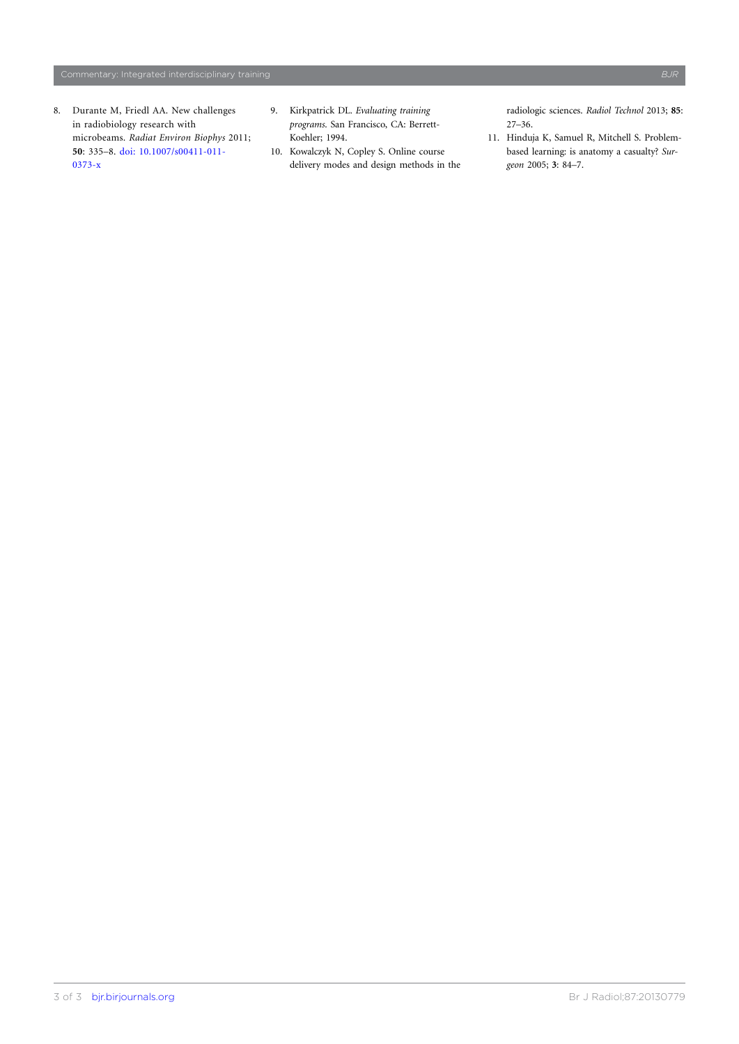8. Durante M, Friedl AA. New challenges in radiobiology research with microbeams. *Radiat Environ Biophys* 2011; **50**: 335–8. doi: 10.1007/s00411-011-0373-x
9. Kirkpatrick DL. *Evaluating training programs.* San Francisco, CA: Berrett-Koehler; 1994.
10. Kowalczyk N, Copley S. Online course delivery modes and design methods in the radiologic sciences. *Radiol Technol* 2013; **85**: 27–36.
11. Hinduja K, Samuel R, Mitchell S. Problem-based learning: is anatomy a casualty? *Surgeon* 2005; **3**: 84–7.